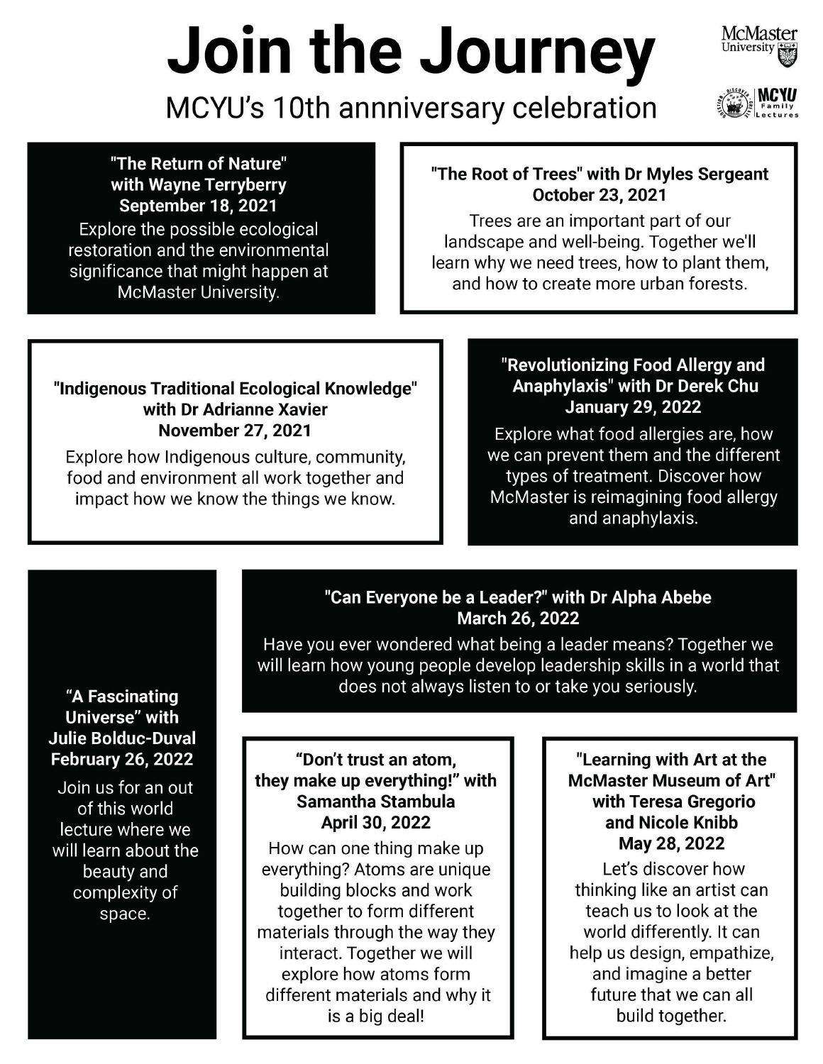# Join the Journey

## MCYU's 10th annniversary celebration

### "The Return of Nature" with Wayne Terryberry
**September 18, 2021**

Explore the possible ecological restoration and the environmental significance that might happen at McMaster University.

### "The Root of Trees" with Dr Myles Sergeant
**October 23, 2021**

Trees are an important part of our landscape and well-being. Together we'll learn why we need trees, how to plant them, and how to create more urban forests.

### "Indigenous Traditional Ecological Knowledge" with Dr Adrianne Xavier
**November 27, 2021**

Explore how Indigenous culture, community, food and environment all work together and impact how we know the things we know.

### "Revolutionizing Food Allergy and Anaphylaxis" with Dr Derek Chu
**January 29, 2022**

Explore what food allergies are, how we can prevent them and the different types of treatment. Discover how McMaster is reimagining food allergy and anaphylaxis.

### "A Fascinating Universe" with Julie Bolduc-Duval
**February 26, 2022**

Join us for an out of this world lecture where we will learn about the beauty and complexity of space.

### "Can Everyone be a Leader?" with Dr Alpha Abebe
**March 26, 2022**

Have you ever wondered what being a leader means? Together we will learn how young people develop leadership skills in a world that does not always listen to or take you seriously.

### "Don't trust an atom, they make up everything!" with Samantha Stambula
**April 30, 2022**

How can one thing make up everything? Atoms are unique building blocks and work together to form different materials through the way they interact. Together we will explore how atoms form different materials and why it is a big deal!

### "Learning with Art at the McMaster Museum of Art" with Teresa Gregorio and Nicole Knibb
**May 28, 2022**

Let's discover how thinking like an artist can teach us to look at the world differently. It can help us design, empathize, and imagine a better future that we can all build together.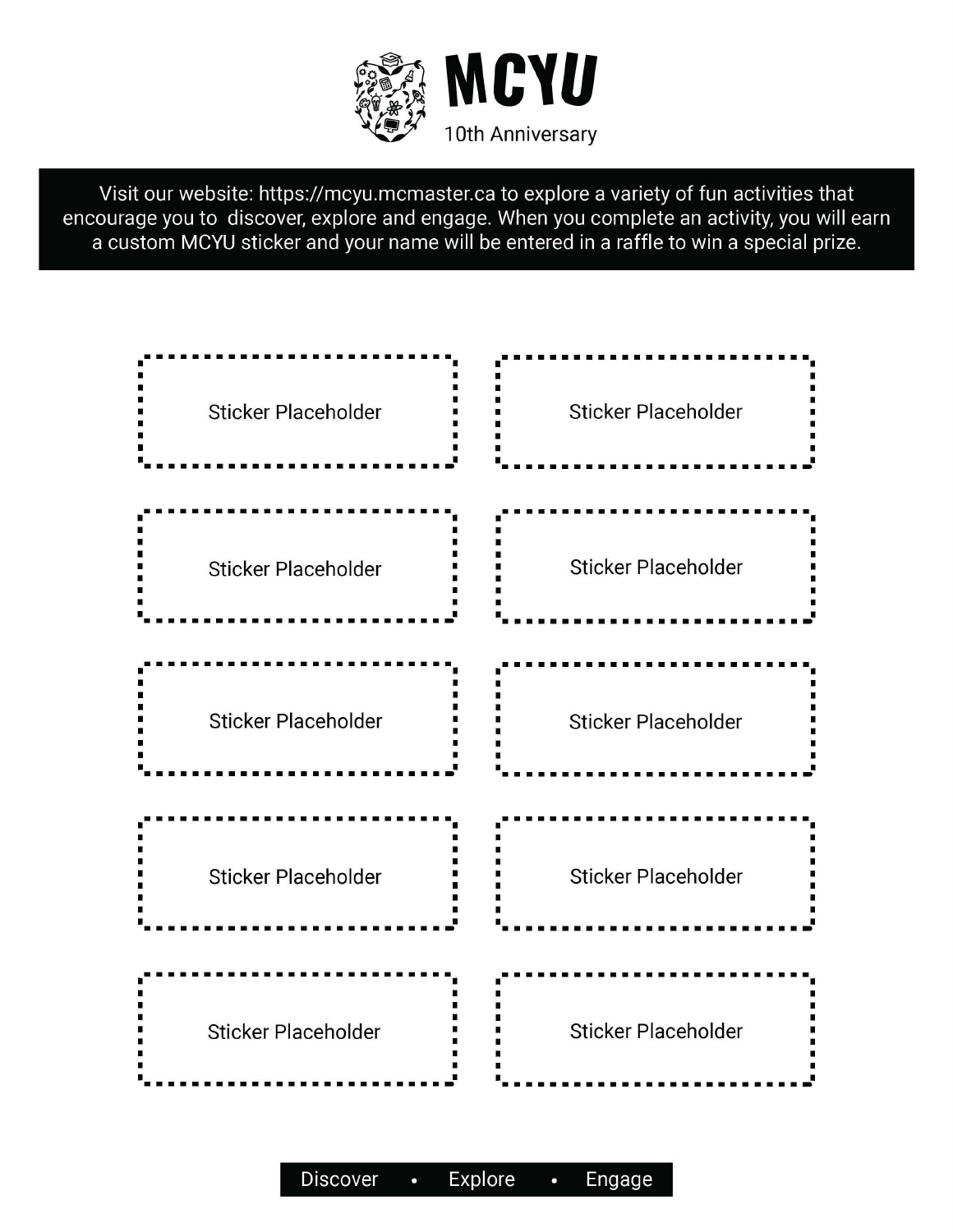# MCYU

10th Anniversary

Visit our website: https://mcyu.mcmaster.ca to explore a variety of fun activities that encourage you to discover, explore and engage. When you complete an activity, you will earn a custom MCYU sticker and your name will be entered in a raffle to win a special prize.

Sticker Placeholder

Sticker Placeholder

Sticker Placeholder

Sticker Placeholder

Sticker Placeholder

Sticker Placeholder

Sticker Placeholder

Sticker Placeholder

Sticker Placeholder

Sticker Placeholder

Discover • Explore • Engage